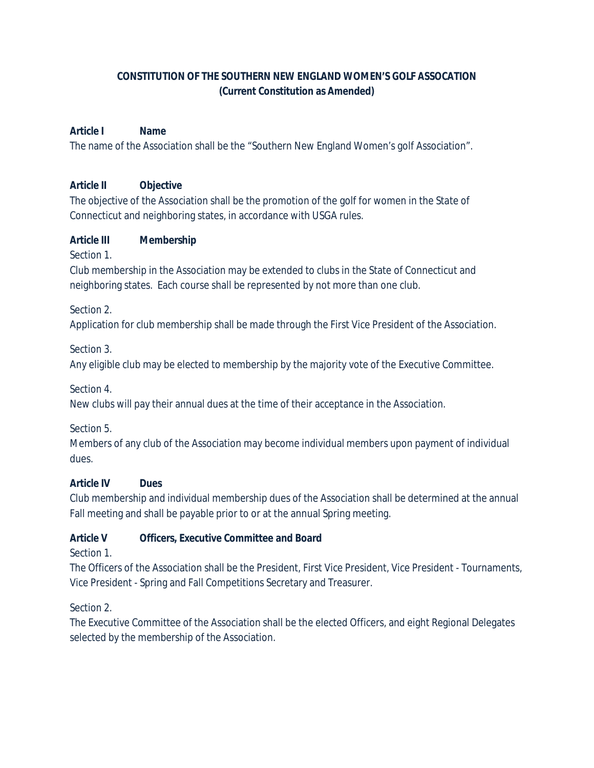**CONSTITUTION OF THE SOUTHERN NEW ENGLAND WOMEN'S GOLF ASSOCATION**
**(Current Constitution as Amended)**

**Article I Name**

The name of the Association shall be the "Southern New England Women's golf Association".

**Article II Objective**

The objective of the Association shall be the promotion of the golf for women in the State of Connecticut and neighboring states, in accordance with USGA rules.

**Article III Membership**

Section 1.

Club membership in the Association may be extended to clubs in the State of Connecticut and neighboring states. Each course shall be represented by not more than one club.

Section 2.

Application for club membership shall be made through the First Vice President of the Association.

Section 3.

Any eligible club may be elected to membership by the majority vote of the Executive Committee.

Section 4.

New clubs will pay their annual dues at the time of their acceptance in the Association.

Section 5.

Members of any club of the Association may become individual members upon payment of individual dues.

**Article IV Dues**

Club membership and individual membership dues of the Association shall be determined at the annual Fall meeting and shall be payable prior to or at the annual Spring meeting.

**Article V Officers, Executive Committee and Board**

Section 1.

The Officers of the Association shall be the President, First Vice President, Vice President - Tournaments, Vice President - Spring and Fall Competitions Secretary and Treasurer.

Section 2.

The Executive Committee of the Association shall be the elected Officers, and eight Regional Delegates selected by the membership of the Association.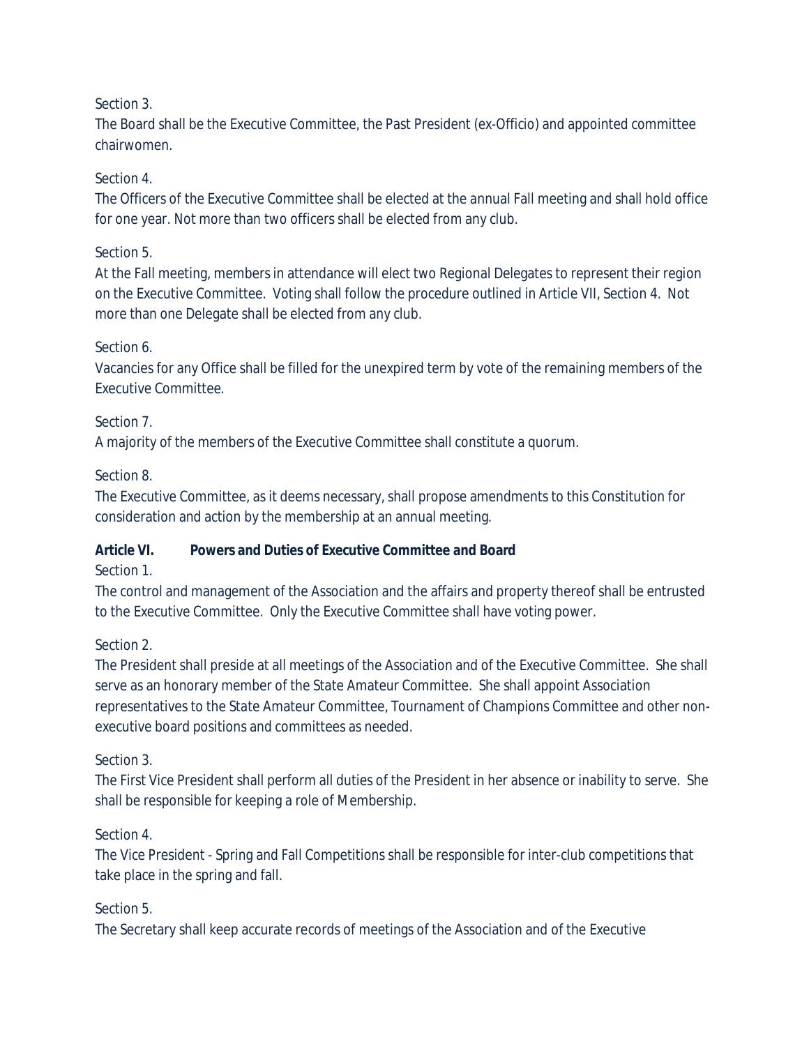Section 3.
The Board shall be the Executive Committee, the Past President (ex-Officio) and appointed committee chairwomen.

Section 4.
The Officers of the Executive Committee shall be elected at the annual Fall meeting and shall hold office for one year. Not more than two officers shall be elected from any club.

Section 5.
At the Fall meeting, members in attendance will elect two Regional Delegates to represent their region on the Executive Committee. Voting shall follow the procedure outlined in Article VII, Section 4. Not more than one Delegate shall be elected from any club.

Section 6.
Vacancies for any Office shall be filled for the unexpired term by vote of the remaining members of the Executive Committee.

Section 7.
A majority of the members of the Executive Committee shall constitute a quorum.

Section 8.
The Executive Committee, as it deems necessary, shall propose amendments to this Constitution for consideration and action by the membership at an annual meeting.

**Article VI. Powers and Duties of Executive Committee and Board**

Section 1.
The control and management of the Association and the affairs and property thereof shall be entrusted to the Executive Committee. Only the Executive Committee shall have voting power.

Section 2.
The President shall preside at all meetings of the Association and of the Executive Committee. She shall serve as an honorary member of the State Amateur Committee. She shall appoint Association representatives to the State Amateur Committee, Tournament of Champions Committee and other non-executive board positions and committees as needed.

Section 3.
The First Vice President shall perform all duties of the President in her absence or inability to serve. She shall be responsible for keeping a role of Membership.

Section 4.
The Vice President - Spring and Fall Competitions shall be responsible for inter-club competitions that take place in the spring and fall.

Section 5.
The Secretary shall keep accurate records of meetings of the Association and of the Executive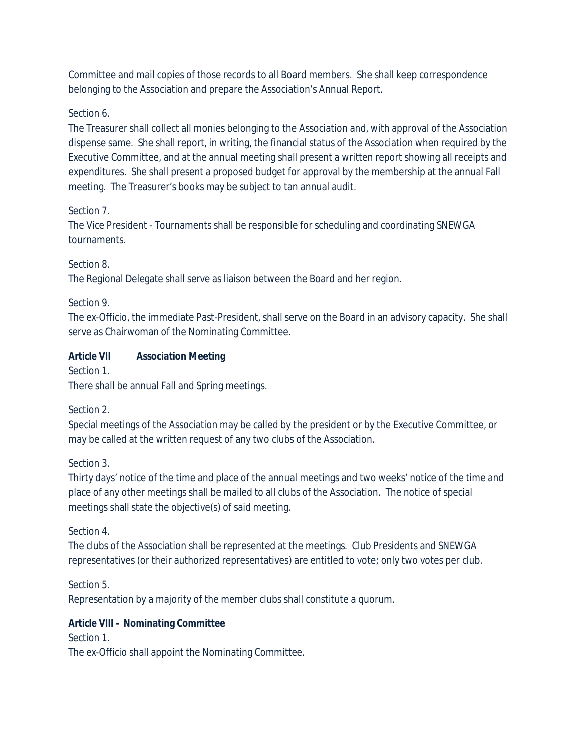Committee and mail copies of those records to all Board members. She shall keep correspondence belonging to the Association and prepare the Association's Annual Report.

Section 6.
The Treasurer shall collect all monies belonging to the Association and, with approval of the Association dispense same. She shall report, in writing, the financial status of the Association when required by the Executive Committee, and at the annual meeting shall present a written report showing all receipts and expenditures. She shall present a proposed budget for approval by the membership at the annual Fall meeting. The Treasurer's books may be subject to tan annual audit.

Section 7.
The Vice President - Tournaments shall be responsible for scheduling and coordinating SNEWGA tournaments.

Section 8.
The Regional Delegate shall serve as liaison between the Board and her region.

Section 9.
The ex-Officio, the immediate Past-President, shall serve on the Board in an advisory capacity. She shall serve as Chairwoman of the Nominating Committee.

**Article VII Association Meeting**

Section 1.
There shall be annual Fall and Spring meetings.

Section 2.
Special meetings of the Association may be called by the president or by the Executive Committee, or may be called at the written request of any two clubs of the Association.

Section 3.
Thirty days' notice of the time and place of the annual meetings and two weeks' notice of the time and place of any other meetings shall be mailed to all clubs of the Association. The notice of special meetings shall state the objective(s) of said meeting.

Section 4.
The clubs of the Association shall be represented at the meetings. Club Presidents and SNEWGA representatives (or their authorized representatives) are entitled to vote; only two votes per club.

Section 5.
Representation by a majority of the member clubs shall constitute a quorum.

**Article VIII – Nominating Committee**

Section 1.
The ex-Officio shall appoint the Nominating Committee.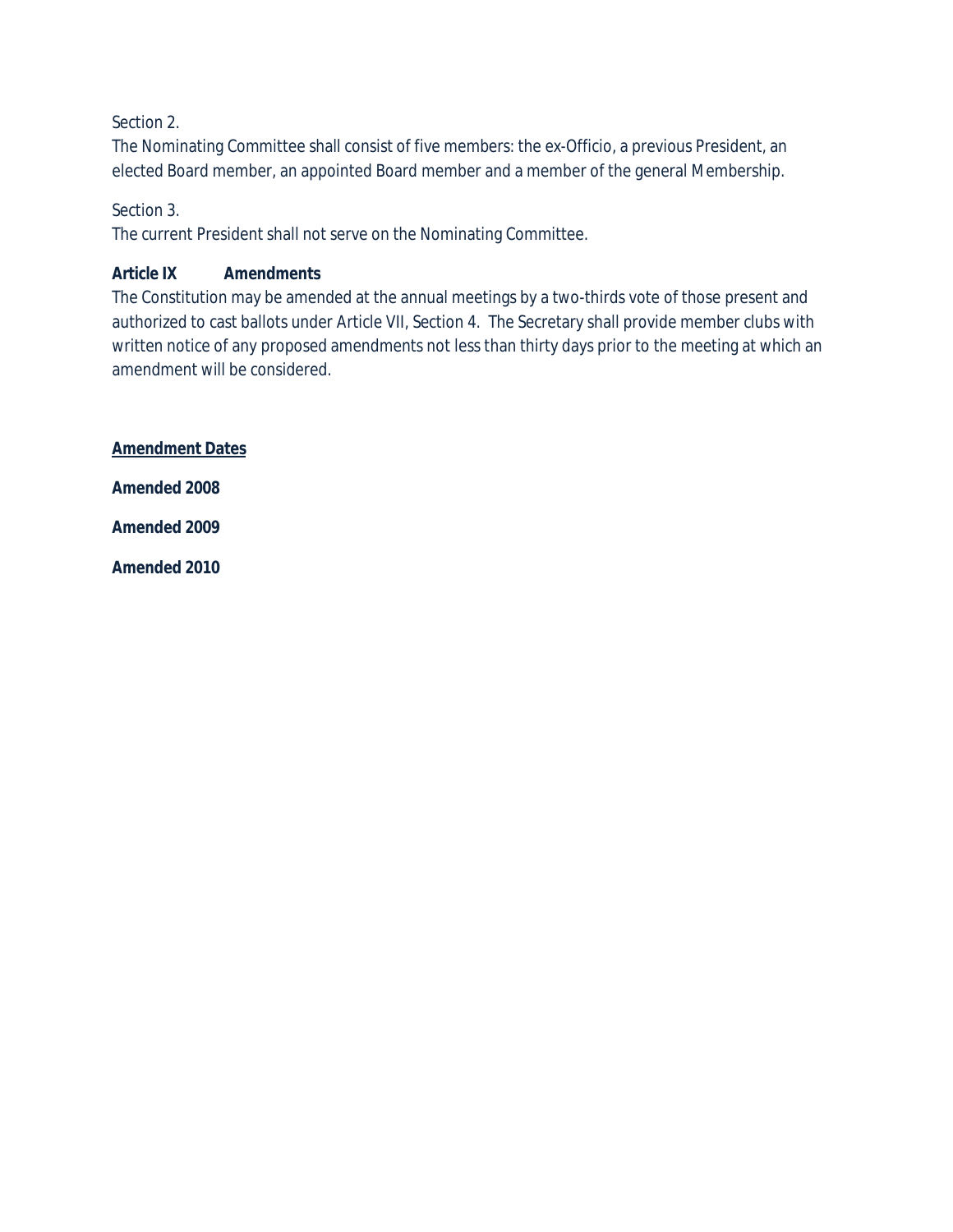Section 2.

The Nominating Committee shall consist of five members: the ex-Officio, a previous President, an elected Board member, an appointed Board member and a member of the general Membership.

Section 3.

The current President shall not serve on the Nominating Committee.

## Article IX Amendments

The Constitution may be amended at the annual meetings by a two-thirds vote of those present and authorized to cast ballots under Article VII, Section 4. The Secretary shall provide member clubs with written notice of any proposed amendments not less than thirty days prior to the meeting at which an amendment will be considered.

**<u>Amendment Dates</u>**

**Amended 2008**

**Amended 2009**

**Amended 2010**